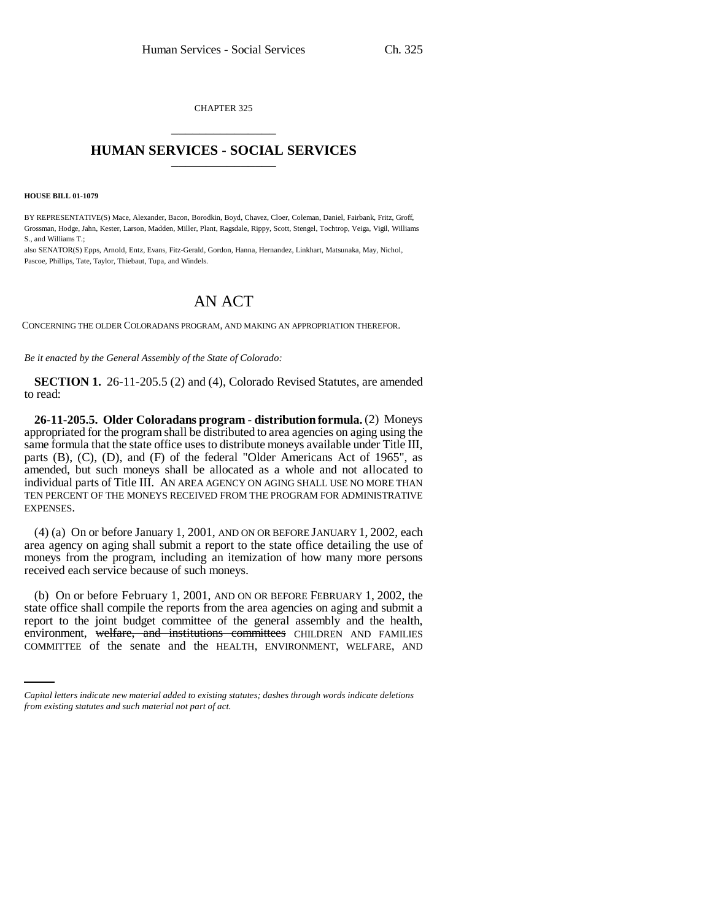CHAPTER 325

# HUMAN SERVICES - SOCIAL SERVICES

**HOUSE BILL 01-1079**

BY REPRESENTATIVE(S) Mace, Alexander, Bacon, Borodkin, Boyd, Chavez, Cloer, Coleman, Daniel, Fairbank, Fritz, Groff, Grossman, Hodge, Jahn, Kester, Larson, Madden, Miller, Plant, Ragsdale, Rippy, Scott, Stengel, Tochtrop, Veiga, Vigil, Williams S., and Williams T.;

also SENATOR(S) Epps, Arnold, Entz, Evans, Fitz-Gerald, Gordon, Hanna, Hernandez, Linkhart, Matsunaka, May, Nichol, Pascoe, Phillips, Tate, Taylor, Thiebaut, Tupa, and Windels.

## AN ACT

CONCERNING THE OLDER COLORADANS PROGRAM, AND MAKING AN APPROPRIATION THEREFOR.

*Be it enacted by the General Assembly of the State of Colorado:*

**SECTION 1.** 26-11-205.5 (2) and (4), Colorado Revised Statutes, are amended to read:

**26-11-205.5. Older Coloradans program - distribution formula.** (2) Moneys appropriated for the program shall be distributed to area agencies on aging using the same formula that the state office uses to distribute moneys available under Title III, parts (B), (C), (D), and (F) of the federal "Older Americans Act of 1965", as amended, but such moneys shall be allocated as a whole and not allocated to individual parts of Title III. AN AREA AGENCY ON AGING SHALL USE NO MORE THAN TEN PERCENT OF THE MONEYS RECEIVED FROM THE PROGRAM FOR ADMINISTRATIVE EXPENSES.

(4) (a) On or before January 1, 2001, AND ON OR BEFORE JANUARY 1, 2002, each area agency on aging shall submit a report to the state office detailing the use of moneys from the program, including an itemization of how many more persons received each service because of such moneys.

(b) On or before February 1, 2001, AND ON OR BEFORE FEBRUARY 1, 2002, the state office shall compile the reports from the area agencies on aging and submit a report to the joint budget committee of the general assembly and the health, environment, ~~welfare, and institutions committees~~ CHILDREN AND FAMILIES COMMITTEE of the senate and the HEALTH, ENVIRONMENT, WELFARE, AND

*Capital letters indicate new material added to existing statutes; dashes through words indicate deletions from existing statutes and such material not part of act.*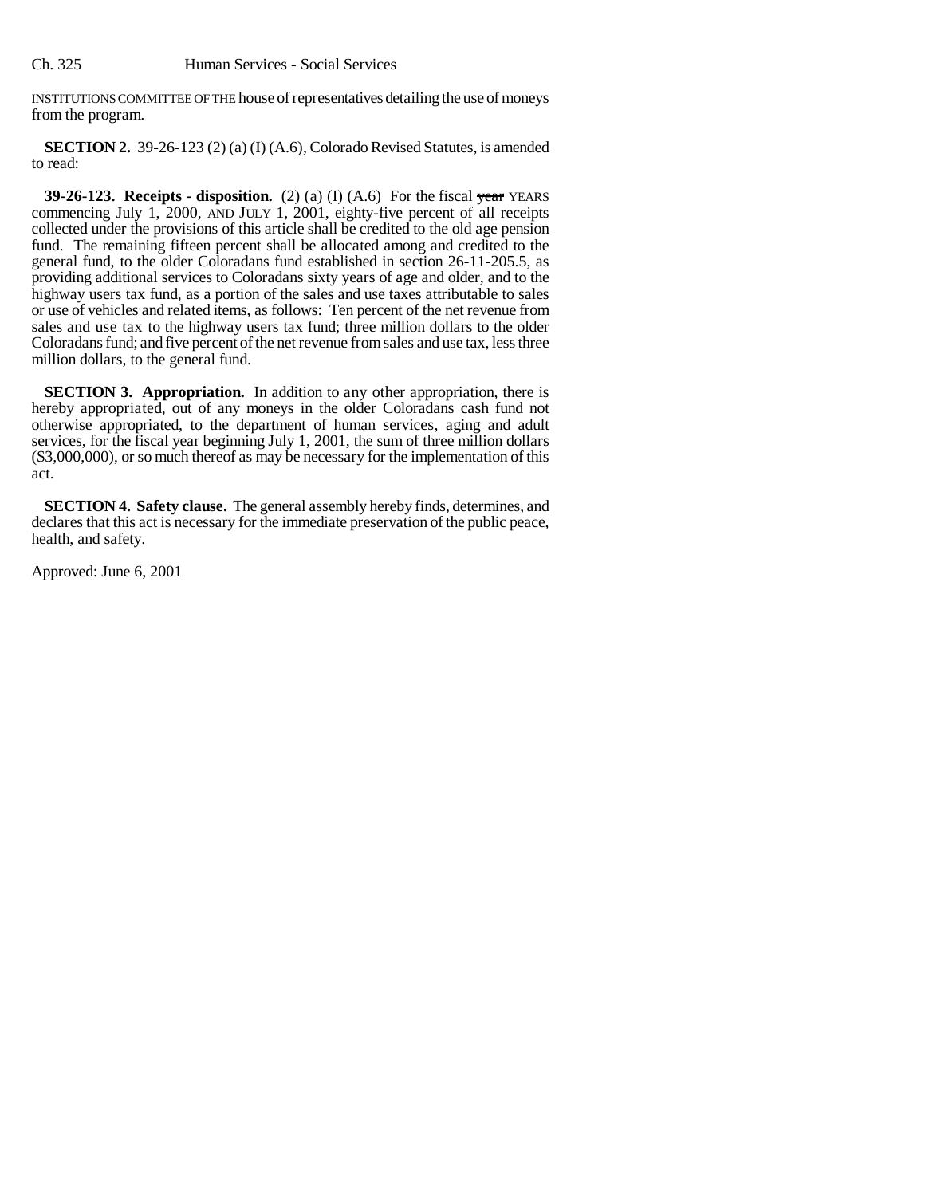INSTITUTIONS COMMITTEE OF THE house of representatives detailing the use of moneys from the program.

**SECTION 2.** 39-26-123 (2) (a) (I) (A.6), Colorado Revised Statutes, is amended to read:

**39-26-123. Receipts - disposition.** (2) (a) (I) (A.6) For the fiscal ~~year~~ YEARS commencing July 1, 2000, AND JULY 1, 2001, eighty-five percent of all receipts collected under the provisions of this article shall be credited to the old age pension fund. The remaining fifteen percent shall be allocated among and credited to the general fund, to the older Coloradans fund established in section 26-11-205.5, as providing additional services to Coloradans sixty years of age and older, and to the highway users tax fund, as a portion of the sales and use taxes attributable to sales or use of vehicles and related items, as follows: Ten percent of the net revenue from sales and use tax to the highway users tax fund; three million dollars to the older Coloradans fund; and five percent of the net revenue from sales and use tax, less three million dollars, to the general fund.

**SECTION 3. Appropriation.** In addition to any other appropriation, there is hereby appropriated, out of any moneys in the older Coloradans cash fund not otherwise appropriated, to the department of human services, aging and adult services, for the fiscal year beginning July 1, 2001, the sum of three million dollars ($3,000,000), or so much thereof as may be necessary for the implementation of this act.

**SECTION 4. Safety clause.** The general assembly hereby finds, determines, and declares that this act is necessary for the immediate preservation of the public peace, health, and safety.

Approved: June 6, 2001